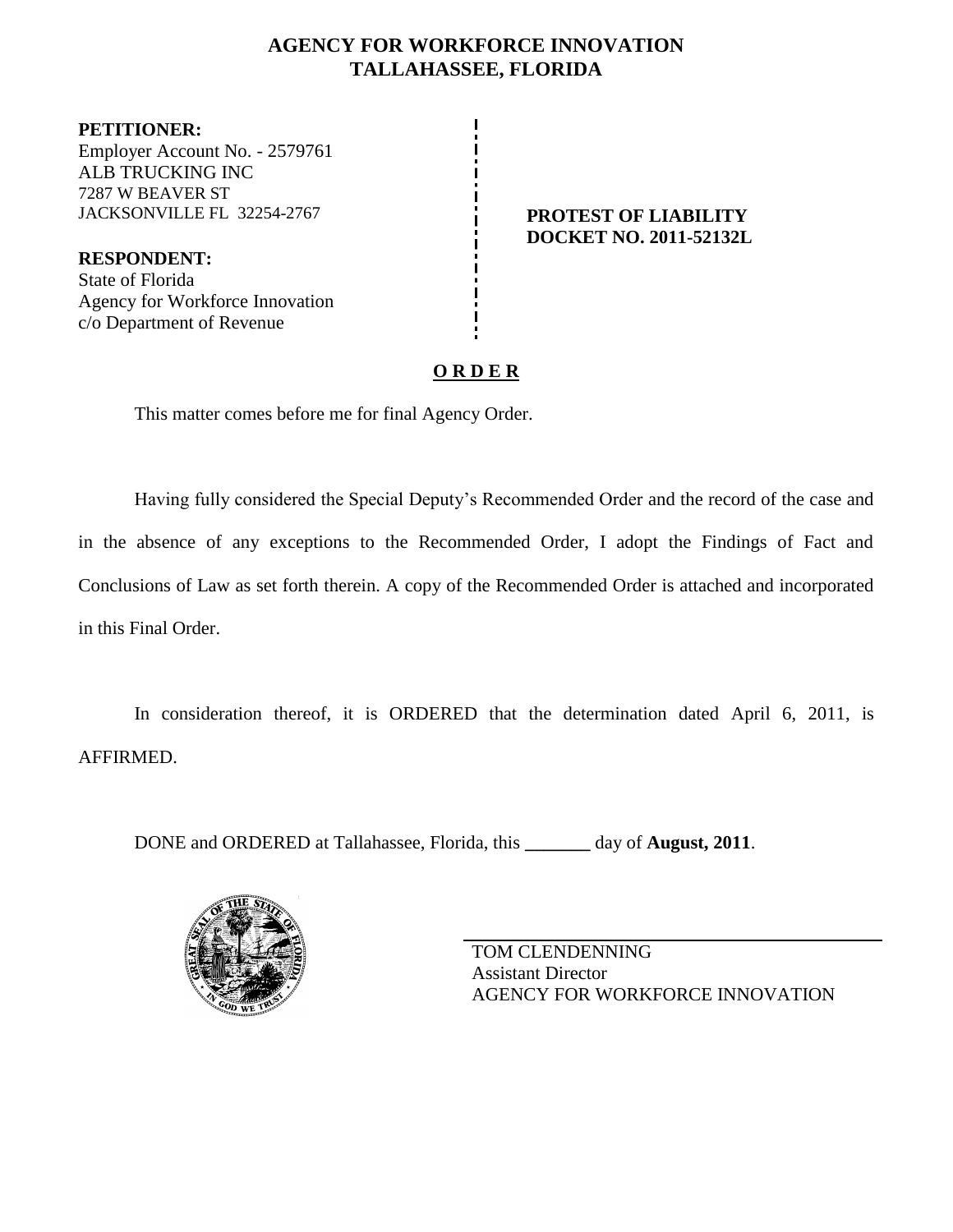# AGENCY FOR WORKFORCE INNOVATION
# TALLAHASSEE, FLORIDA

**PETITIONER:**
Employer Account No. - 2579761
ALB TRUCKING INC
7287 W BEAVER ST
JACKSONVILLE FL 32254-2767

**PROTEST OF LIABILITY**
**DOCKET NO. 2011-52132L**

**RESPONDENT:**
State of Florida
Agency for Workforce Innovation
c/o Department of Revenue

## O R D E R

This matter comes before me for final Agency Order.

Having fully considered the Special Deputy's Recommended Order and the record of the case and in the absence of any exceptions to the Recommended Order, I adopt the Findings of Fact and Conclusions of Law as set forth therein. A copy of the Recommended Order is attached and incorporated in this Final Order.

In consideration thereof, it is ORDERED that the determination dated April 6, 2011, is AFFIRMED.

DONE and ORDERED at Tallahassee, Florida, this _______ day of **August, 2011**.

TOM CLENDENNING
Assistant Director
AGENCY FOR WORKFORCE INNOVATION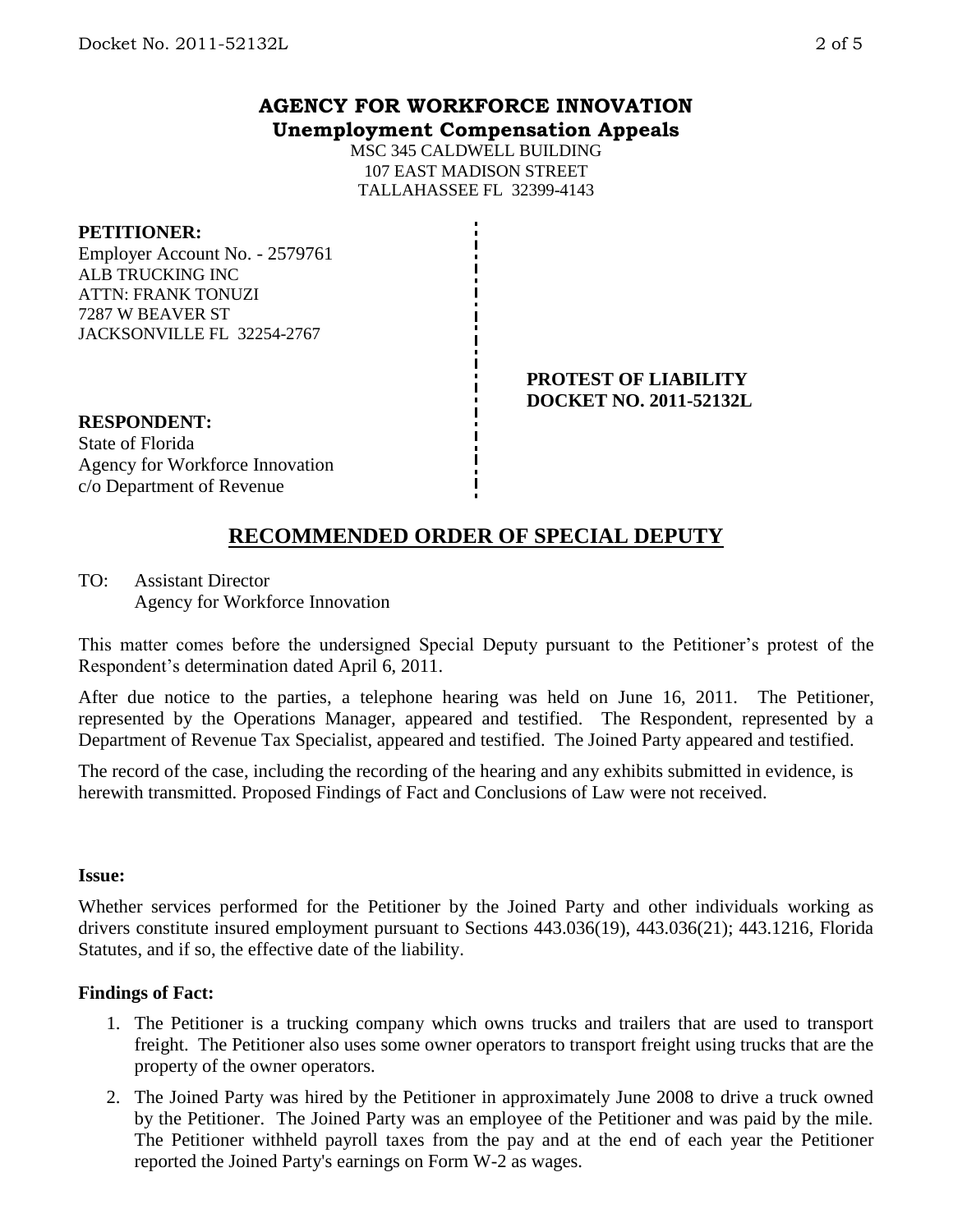**AGENCY FOR WORKFORCE INNOVATION**
**Unemployment Compensation Appeals**

MSC 345 CALDWELL BUILDING
107 EAST MADISON STREET
TALLAHASSEE FL 32399-4143

**PETITIONER:**
Employer Account No. - 2579761
ALB TRUCKING INC
ATTN: FRANK TONUZI
7287 W BEAVER ST
JACKSONVILLE FL 32254-2767

**PROTEST OF LIABILITY**
**DOCKET NO. 2011-52132L**

**RESPONDENT:**
State of Florida
Agency for Workforce Innovation
c/o Department of Revenue

## RECOMMENDED ORDER OF SPECIAL DEPUTY

TO: Assistant Director
Agency for Workforce Innovation

This matter comes before the undersigned Special Deputy pursuant to the Petitioner's protest of the Respondent's determination dated April 6, 2011.

After due notice to the parties, a telephone hearing was held on June 16, 2011. The Petitioner, represented by the Operations Manager, appeared and testified. The Respondent, represented by a Department of Revenue Tax Specialist, appeared and testified. The Joined Party appeared and testified.

The record of the case, including the recording of the hearing and any exhibits submitted in evidence, is herewith transmitted. Proposed Findings of Fact and Conclusions of Law were not received.

**Issue:**

Whether services performed for the Petitioner by the Joined Party and other individuals working as drivers constitute insured employment pursuant to Sections 443.036(19), 443.036(21); 443.1216, Florida Statutes, and if so, the effective date of the liability.

**Findings of Fact:**

1. The Petitioner is a trucking company which owns trucks and trailers that are used to transport freight. The Petitioner also uses some owner operators to transport freight using trucks that are the property of the owner operators.
2. The Joined Party was hired by the Petitioner in approximately June 2008 to drive a truck owned by the Petitioner. The Joined Party was an employee of the Petitioner and was paid by the mile. The Petitioner withheld payroll taxes from the pay and at the end of each year the Petitioner reported the Joined Party's earnings on Form W-2 as wages.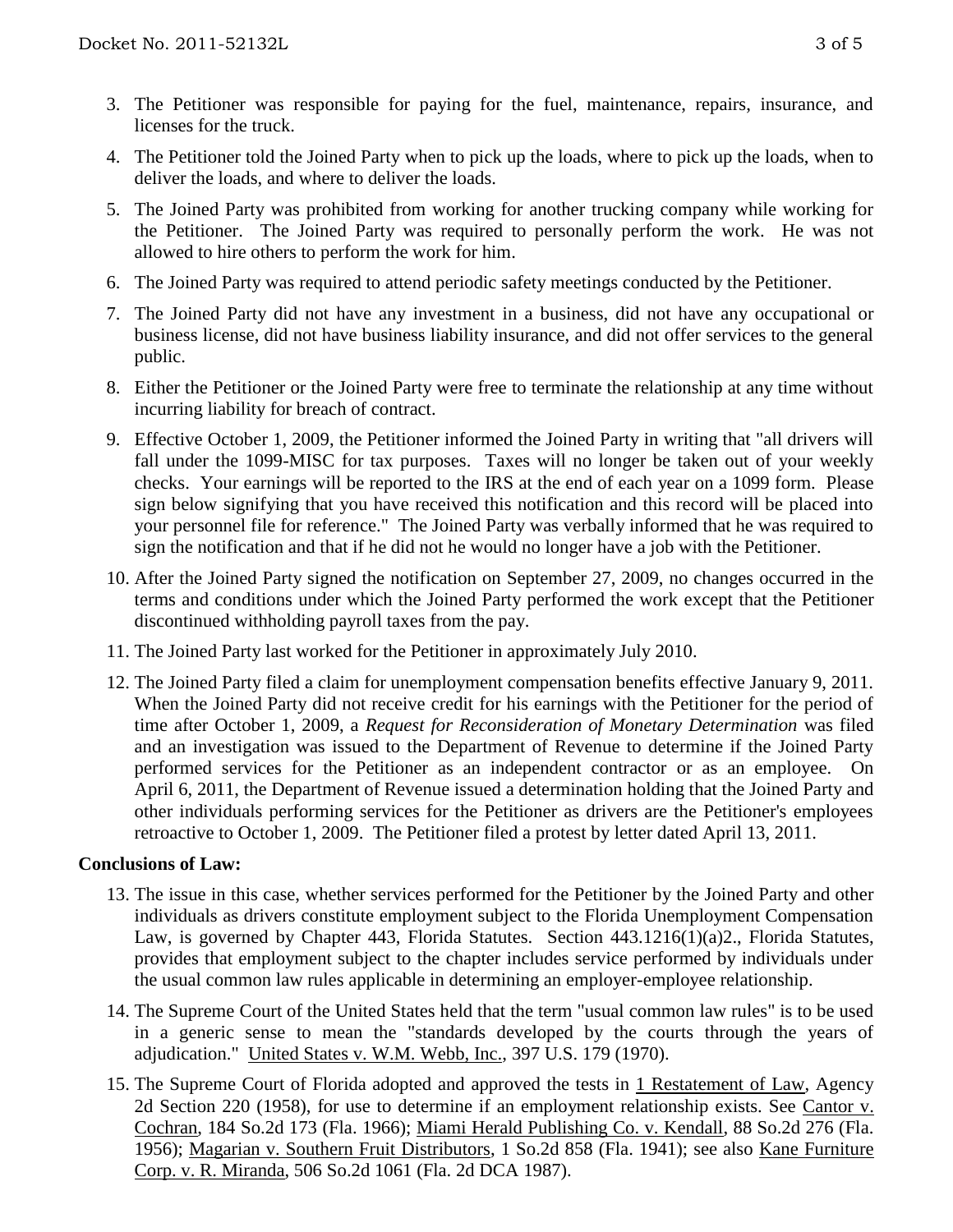3. The Petitioner was responsible for paying for the fuel, maintenance, repairs, insurance, and licenses for the truck.

4. The Petitioner told the Joined Party when to pick up the loads, where to pick up the loads, when to deliver the loads, and where to deliver the loads.

5. The Joined Party was prohibited from working for another trucking company while working for the Petitioner. The Joined Party was required to personally perform the work. He was not allowed to hire others to perform the work for him.

6. The Joined Party was required to attend periodic safety meetings conducted by the Petitioner.

7. The Joined Party did not have any investment in a business, did not have any occupational or business license, did not have business liability insurance, and did not offer services to the general public.

8. Either the Petitioner or the Joined Party were free to terminate the relationship at any time without incurring liability for breach of contract.

9. Effective October 1, 2009, the Petitioner informed the Joined Party in writing that "all drivers will fall under the 1099-MISC for tax purposes. Taxes will no longer be taken out of your weekly checks. Your earnings will be reported to the IRS at the end of each year on a 1099 form. Please sign below signifying that you have received this notification and this record will be placed into your personnel file for reference." The Joined Party was verbally informed that he was required to sign the notification and that if he did not he would no longer have a job with the Petitioner.

10. After the Joined Party signed the notification on September 27, 2009, no changes occurred in the terms and conditions under which the Joined Party performed the work except that the Petitioner discontinued withholding payroll taxes from the pay.

11. The Joined Party last worked for the Petitioner in approximately July 2010.

12. The Joined Party filed a claim for unemployment compensation benefits effective January 9, 2011. When the Joined Party did not receive credit for his earnings with the Petitioner for the period of time after October 1, 2009, a *Request for Reconsideration of Monetary Determination* was filed and an investigation was issued to the Department of Revenue to determine if the Joined Party performed services for the Petitioner as an independent contractor or as an employee. On April 6, 2011, the Department of Revenue issued a determination holding that the Joined Party and other individuals performing services for the Petitioner as drivers are the Petitioner's employees retroactive to October 1, 2009. The Petitioner filed a protest by letter dated April 13, 2011.

**Conclusions of Law:**

13. The issue in this case, whether services performed for the Petitioner by the Joined Party and other individuals as drivers constitute employment subject to the Florida Unemployment Compensation Law, is governed by Chapter 443, Florida Statutes. Section 443.1216(1)(a)2., Florida Statutes, provides that employment subject to the chapter includes service performed by individuals under the usual common law rules applicable in determining an employer-employee relationship.

14. The Supreme Court of the United States held that the term "usual common law rules" is to be used in a generic sense to mean the "standards developed by the courts through the years of adjudication." United States v. W.M. Webb, Inc., 397 U.S. 179 (1970).

15. The Supreme Court of Florida adopted and approved the tests in 1 Restatement of Law, Agency 2d Section 220 (1958), for use to determine if an employment relationship exists. See Cantor v. Cochran, 184 So.2d 173 (Fla. 1966); Miami Herald Publishing Co. v. Kendall, 88 So.2d 276 (Fla. 1956); Magarian v. Southern Fruit Distributors, 1 So.2d 858 (Fla. 1941); see also Kane Furniture Corp. v. R. Miranda, 506 So.2d 1061 (Fla. 2d DCA 1987).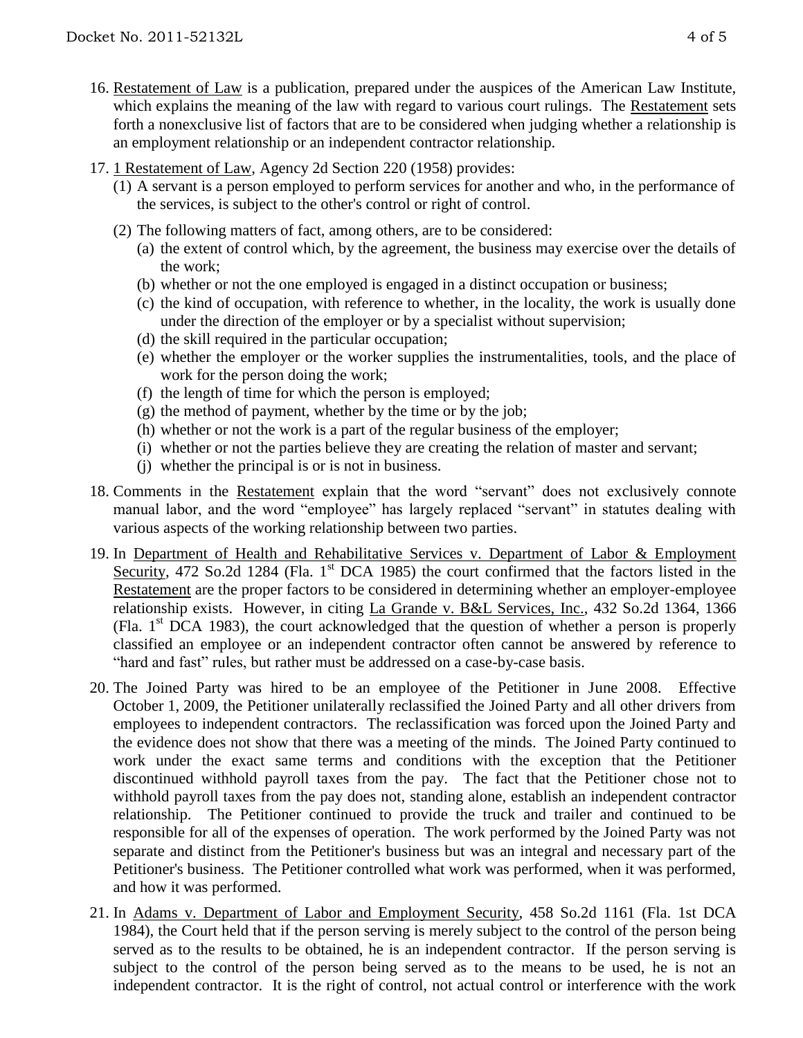16. Restatement of Law is a publication, prepared under the auspices of the American Law Institute, which explains the meaning of the law with regard to various court rulings. The Restatement sets forth a nonexclusive list of factors that are to be considered when judging whether a relationship is an employment relationship or an independent contractor relationship.

17. 1 Restatement of Law, Agency 2d Section 220 (1958) provides:
    (1) A servant is a person employed to perform services for another and who, in the performance of the services, is subject to the other's control or right of control.
    (2) The following matters of fact, among others, are to be considered:
        (a) the extent of control which, by the agreement, the business may exercise over the details of the work;
        (b) whether or not the one employed is engaged in a distinct occupation or business;
        (c) the kind of occupation, with reference to whether, in the locality, the work is usually done under the direction of the employer or by a specialist without supervision;
        (d) the skill required in the particular occupation;
        (e) whether the employer or the worker supplies the instrumentalities, tools, and the place of work for the person doing the work;
        (f) the length of time for which the person is employed;
        (g) the method of payment, whether by the time or by the job;
        (h) whether or not the work is a part of the regular business of the employer;
        (i) whether or not the parties believe they are creating the relation of master and servant;
        (j) whether the principal is or is not in business.

18. Comments in the Restatement explain that the word "servant" does not exclusively connote manual labor, and the word "employee" has largely replaced "servant" in statutes dealing with various aspects of the working relationship between two parties.

19. In Department of Health and Rehabilitative Services v. Department of Labor & Employment Security, 472 So.2d 1284 (Fla. 1st DCA 1985) the court confirmed that the factors listed in the Restatement are the proper factors to be considered in determining whether an employer-employee relationship exists. However, in citing La Grande v. B&L Services, Inc., 432 So.2d 1364, 1366 (Fla. 1st DCA 1983), the court acknowledged that the question of whether a person is properly classified an employee or an independent contractor often cannot be answered by reference to "hard and fast" rules, but rather must be addressed on a case-by-case basis.

20. The Joined Party was hired to be an employee of the Petitioner in June 2008. Effective October 1, 2009, the Petitioner unilaterally reclassified the Joined Party and all other drivers from employees to independent contractors. The reclassification was forced upon the Joined Party and the evidence does not show that there was a meeting of the minds. The Joined Party continued to work under the exact same terms and conditions with the exception that the Petitioner discontinued withhold payroll taxes from the pay. The fact that the Petitioner chose not to withhold payroll taxes from the pay does not, standing alone, establish an independent contractor relationship. The Petitioner continued to provide the truck and trailer and continued to be responsible for all of the expenses of operation. The work performed by the Joined Party was not separate and distinct from the Petitioner's business but was an integral and necessary part of the Petitioner's business. The Petitioner controlled what work was performed, when it was performed, and how it was performed.

21. In Adams v. Department of Labor and Employment Security, 458 So.2d 1161 (Fla. 1st DCA 1984), the Court held that if the person serving is merely subject to the control of the person being served as to the results to be obtained, he is an independent contractor. If the person serving is subject to the control of the person being served as to the means to be used, he is not an independent contractor. It is the right of control, not actual control or interference with the work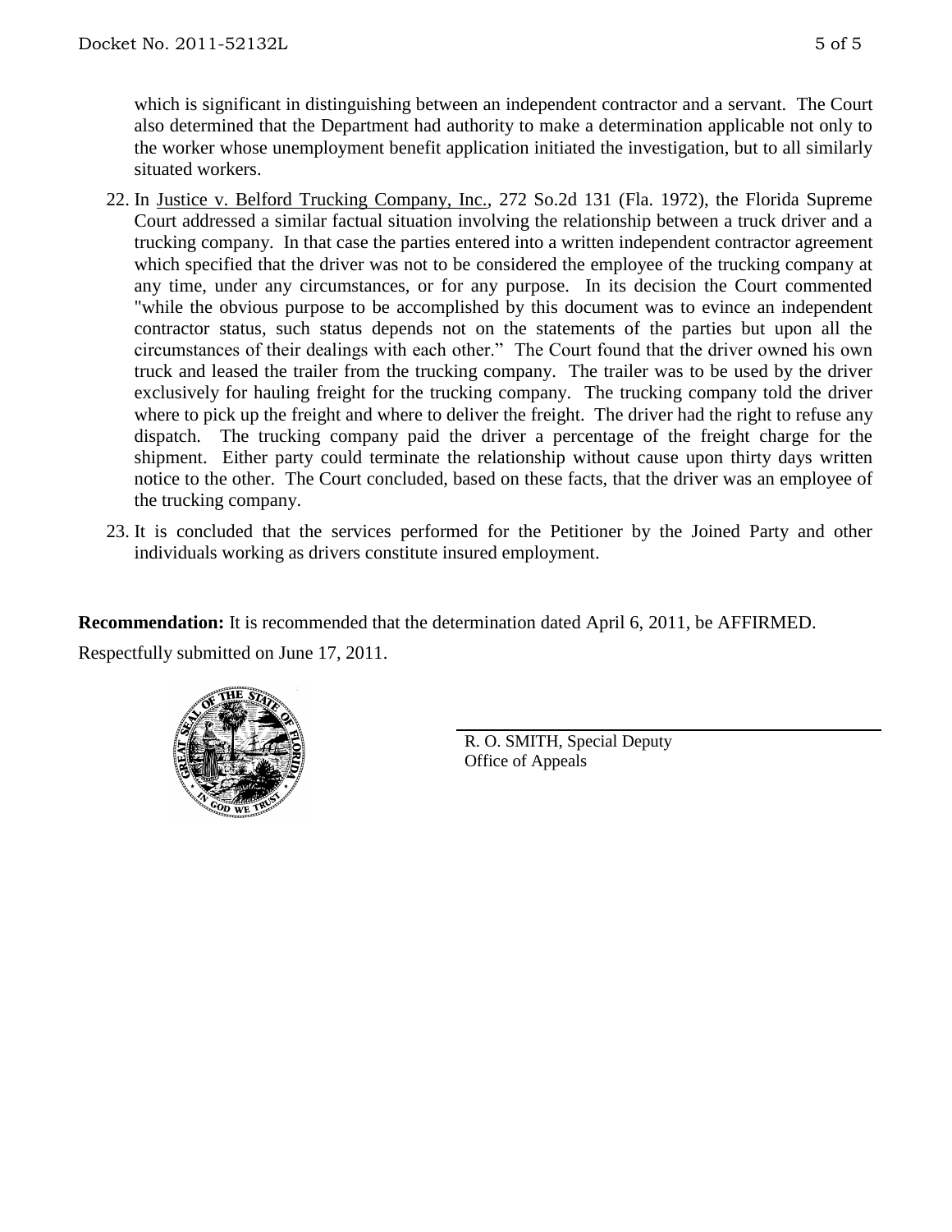which is significant in distinguishing between an independent contractor and a servant. The Court also determined that the Department had authority to make a determination applicable not only to the worker whose unemployment benefit application initiated the investigation, but to all similarly situated workers.

22. In Justice v. Belford Trucking Company, Inc., 272 So.2d 131 (Fla. 1972), the Florida Supreme Court addressed a similar factual situation involving the relationship between a truck driver and a trucking company. In that case the parties entered into a written independent contractor agreement which specified that the driver was not to be considered the employee of the trucking company at any time, under any circumstances, or for any purpose. In its decision the Court commented "while the obvious purpose to be accomplished by this document was to evince an independent contractor status, such status depends not on the statements of the parties but upon all the circumstances of their dealings with each other." The Court found that the driver owned his own truck and leased the trailer from the trucking company. The trailer was to be used by the driver exclusively for hauling freight for the trucking company. The trucking company told the driver where to pick up the freight and where to deliver the freight. The driver had the right to refuse any dispatch. The trucking company paid the driver a percentage of the freight charge for the shipment. Either party could terminate the relationship without cause upon thirty days written notice to the other. The Court concluded, based on these facts, that the driver was an employee of the trucking company.

23. It is concluded that the services performed for the Petitioner by the Joined Party and other individuals working as drivers constitute insured employment.

**Recommendation:** It is recommended that the determination dated April 6, 2011, be AFFIRMED.

Respectfully submitted on June 17, 2011.

R. O. SMITH, Special Deputy
Office of Appeals